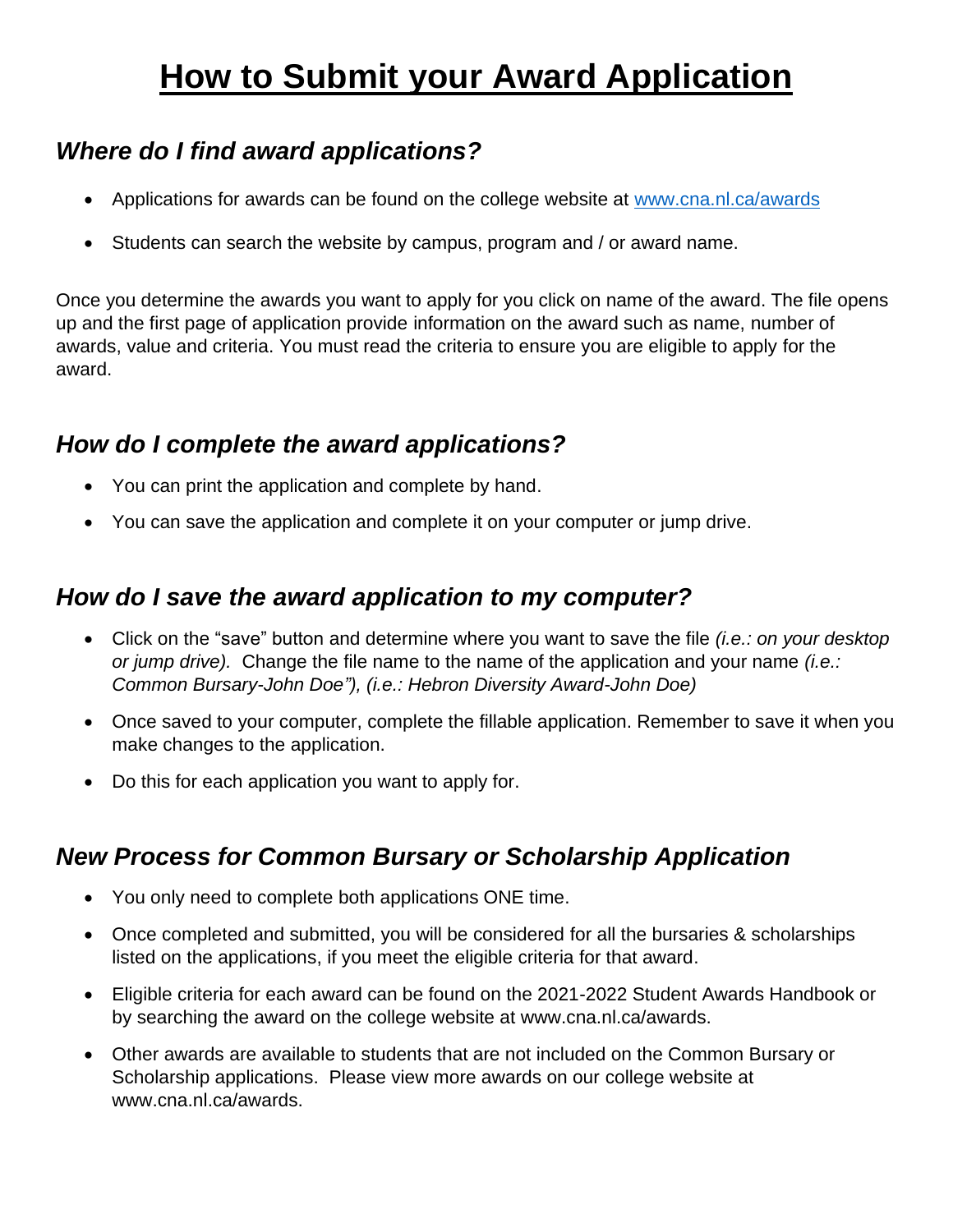# How to Submit your Award Application

## *Where do I find award applications?*

- Applications for awards can be found on the college website at [www.cna.nl.ca/awards](http://www.cna.nl.ca/awards)
- Students can search the website by campus, program and / or award name.

Once you determine the awards you want to apply for you click on name of the award. The file opens up and the first page of application provide information on the award such as name, number of awards, value and criteria. You must read the criteria to ensure you are eligible to apply for the award.

## *How do I complete the award applications?*

- You can print the application and complete by hand.
- You can save the application and complete it on your computer or jump drive.

## *How do I save the award application to my computer?*

- Click on the "save" button and determine where you want to save the file *(i.e.: on your desktop or jump drive).* Change the file name to the name of the application and your name *(i.e.: Common Bursary-John Doe"), (i.e.: Hebron Diversity Award-John Doe)*
- Once saved to your computer, complete the fillable application. Remember to save it when you make changes to the application.
- Do this for each application you want to apply for.

## *New Process for Common Bursary or Scholarship Application*

- You only need to complete both applications ONE time.
- Once completed and submitted, you will be considered for all the bursaries & scholarships listed on the applications, if you meet the eligible criteria for that award.
- Eligible criteria for each award can be found on the 2021-2022 Student Awards Handbook or by searching the award on the college website at www.cna.nl.ca/awards.
- Other awards are available to students that are not included on the Common Bursary or Scholarship applications. Please view more awards on our college website at www.cna.nl.ca/awards.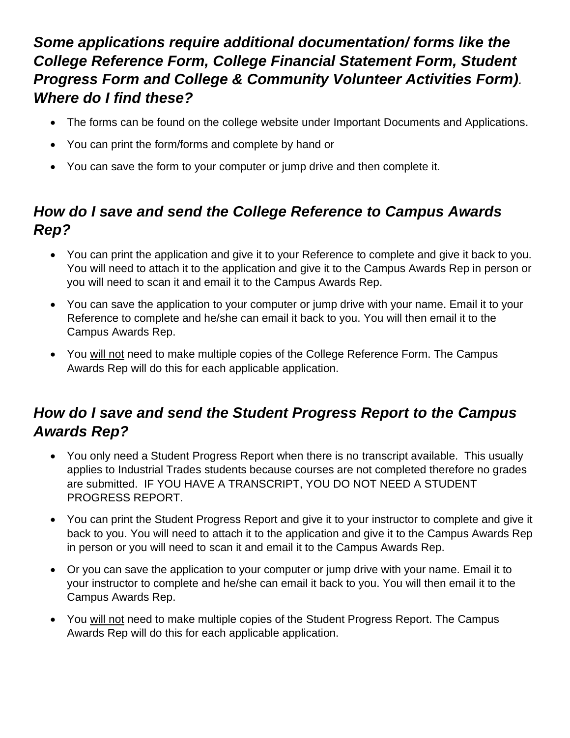## *Some applications require additional documentation/ forms like the College Reference Form, College Financial Statement Form, Student Progress Form and College & Community Volunteer Activities Form). Where do I find these?*

- The forms can be found on the college website under Important Documents and Applications.
- You can print the form/forms and complete by hand or
- You can save the form to your computer or jump drive and then complete it.

## *How do I save and send the College Reference to Campus Awards Rep?*

- You can print the application and give it to your Reference to complete and give it back to you. You will need to attach it to the application and give it to the Campus Awards Rep in person or you will need to scan it and email it to the Campus Awards Rep.
- You can save the application to your computer or jump drive with your name. Email it to your Reference to complete and he/she can email it back to you. You will then email it to the Campus Awards Rep.
- You <u>will not</u> need to make multiple copies of the College Reference Form. The Campus Awards Rep will do this for each applicable application.

## *How do I save and send the Student Progress Report to the Campus Awards Rep?*

- You only need a Student Progress Report when there is no transcript available. This usually applies to Industrial Trades students because courses are not completed therefore no grades are submitted. IF YOU HAVE A TRANSCRIPT, YOU DO NOT NEED A STUDENT PROGRESS REPORT.
- You can print the Student Progress Report and give it to your instructor to complete and give it back to you. You will need to attach it to the application and give it to the Campus Awards Rep in person or you will need to scan it and email it to the Campus Awards Rep.
- Or you can save the application to your computer or jump drive with your name. Email it to your instructor to complete and he/she can email it back to you. You will then email it to the Campus Awards Rep.
- You <u>will not</u> need to make multiple copies of the Student Progress Report. The Campus Awards Rep will do this for each applicable application.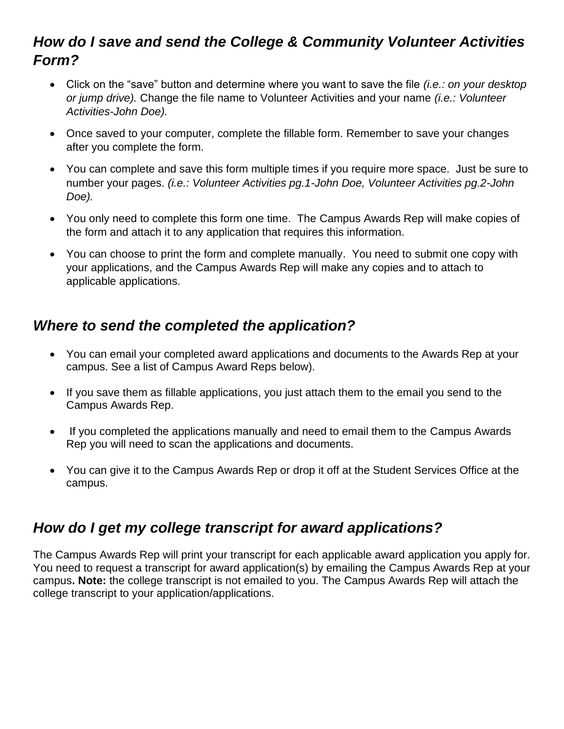## *How do I save and send the College & Community Volunteer Activities Form?*

- Click on the "save" button and determine where you want to save the file *(i.e.: on your desktop or jump drive).* Change the file name to Volunteer Activities and your name *(i.e.: Volunteer Activities-John Doe).*
- Once saved to your computer, complete the fillable form. Remember to save your changes after you complete the form.
- You can complete and save this form multiple times if you require more space. Just be sure to number your pages. *(i.e.: Volunteer Activities pg.1-John Doe, Volunteer Activities pg.2-John Doe).*
- You only need to complete this form one time. The Campus Awards Rep will make copies of the form and attach it to any application that requires this information.
- You can choose to print the form and complete manually. You need to submit one copy with your applications, and the Campus Awards Rep will make any copies and to attach to applicable applications.

## *Where to send the completed the application?*

- You can email your completed award applications and documents to the Awards Rep at your campus. See a list of Campus Award Reps below).
- If you save them as fillable applications, you just attach them to the email you send to the Campus Awards Rep.
- If you completed the applications manually and need to email them to the Campus Awards Rep you will need to scan the applications and documents.
- You can give it to the Campus Awards Rep or drop it off at the Student Services Office at the campus.

## *How do I get my college transcript for award applications?*

The Campus Awards Rep will print your transcript for each applicable award application you apply for. You need to request a transcript for award application(s) by emailing the Campus Awards Rep at your campus**. Note:** the college transcript is not emailed to you. The Campus Awards Rep will attach the college transcript to your application/applications.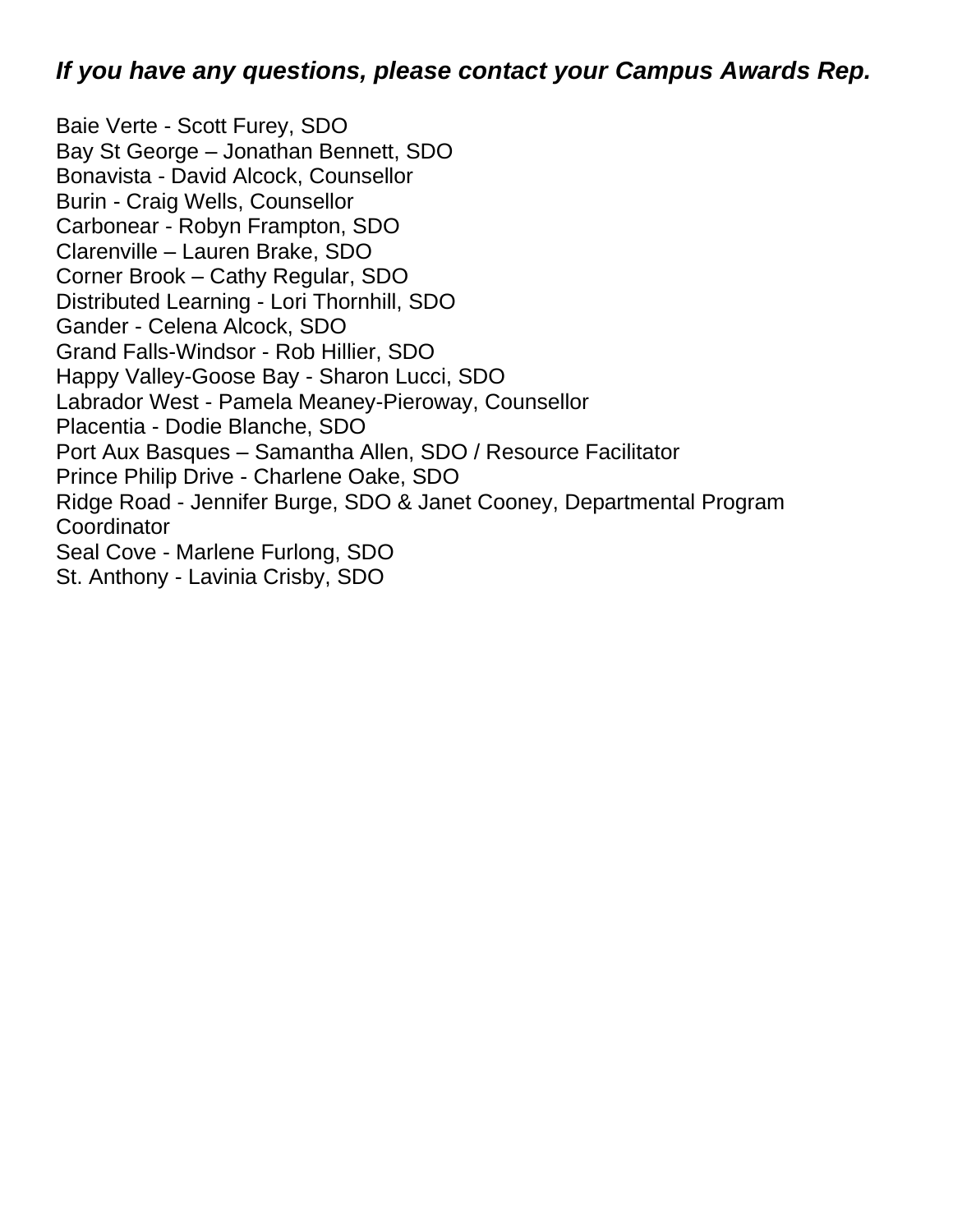***If you have any questions, please contact your Campus Awards Rep.***

Baie Verte - Scott Furey, SDO
Bay St George – Jonathan Bennett, SDO
Bonavista - David Alcock, Counsellor
Burin - Craig Wells, Counsellor
Carbonear - Robyn Frampton, SDO
Clarenville – Lauren Brake, SDO
Corner Brook – Cathy Regular, SDO
Distributed Learning - Lori Thornhill, SDO
Gander - Celena Alcock, SDO
Grand Falls-Windsor - Rob Hillier, SDO
Happy Valley-Goose Bay - Sharon Lucci, SDO
Labrador West - Pamela Meaney-Pieroway, Counsellor
Placentia - Dodie Blanche, SDO
Port Aux Basques – Samantha Allen, SDO / Resource Facilitator
Prince Philip Drive - Charlene Oake, SDO
Ridge Road - Jennifer Burge, SDO & Janet Cooney, Departmental Program Coordinator
Seal Cove - Marlene Furlong, SDO
St. Anthony - Lavinia Crisby, SDO